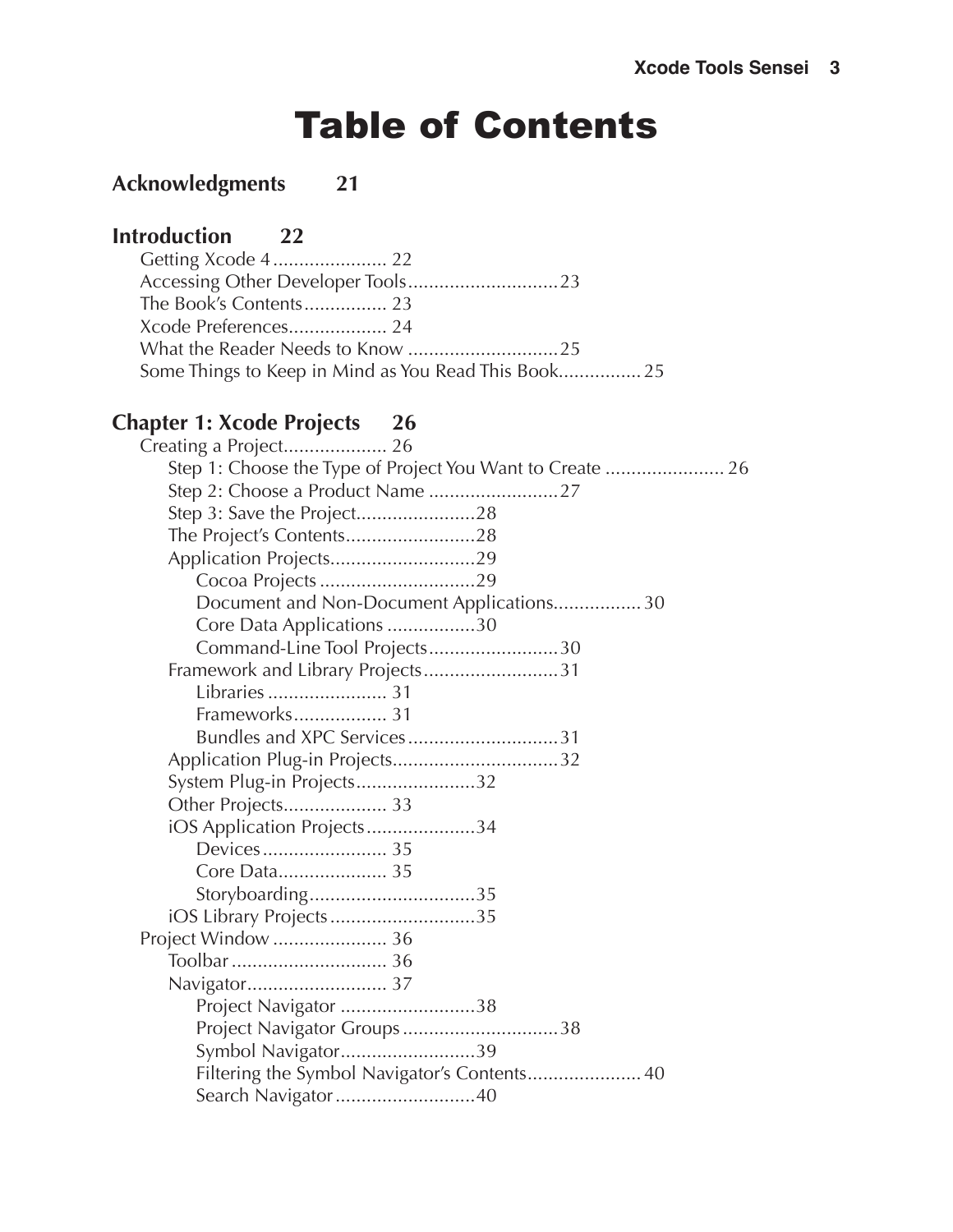# Table of Contents

## Acknowledgments 21

## Introduction 22

- Getting Xcode 4 ...................... 22
- Accessing Other Developer Tools.............................23
- The Book's Contents................ 23
- Xcode Preferences.................. 24
- What the Reader Needs to Know .............................25
- Some Things to Keep in Mind as You Read This Book................ 25

## Chapter 1: Xcode Projects 26

- Creating a Project.................... 26
  - Step 1: Choose the Type of Project You Want to Create ....................... 26
  - Step 2: Choose a Product Name .........................27
  - Step 3: Save the Project.......................28
  - The Project's Contents.........................28
  - Application Projects............................29
    - Cocoa Projects ..............................29
    - Document and Non-Document Applications................. 30
    - Core Data Applications .................30
    - Command-Line Tool Projects.........................30
  - Framework and Library Projects..........................31
    - Libraries ....................... 31
    - Frameworks.................. 31
    - Bundles and XPC Services .............................31
  - Application Plug-in Projects................................32
  - System Plug-in Projects.......................32
  - Other Projects.................... 33
  - iOS Application Projects.....................34
    - Devices........................ 35
    - Core Data..................... 35
    - Storyboarding................................35
  - iOS Library Projects ............................35
- Project Window ...................... 36
  - Toolbar .............................. 36
  - Navigator........................... 37
    - Project Navigator ..........................38
    - Project Navigator Groups ..............................38
    - Symbol Navigator..........................39
    - Filtering the Symbol Navigator's Contents...................... 40
    - Search Navigator ...........................40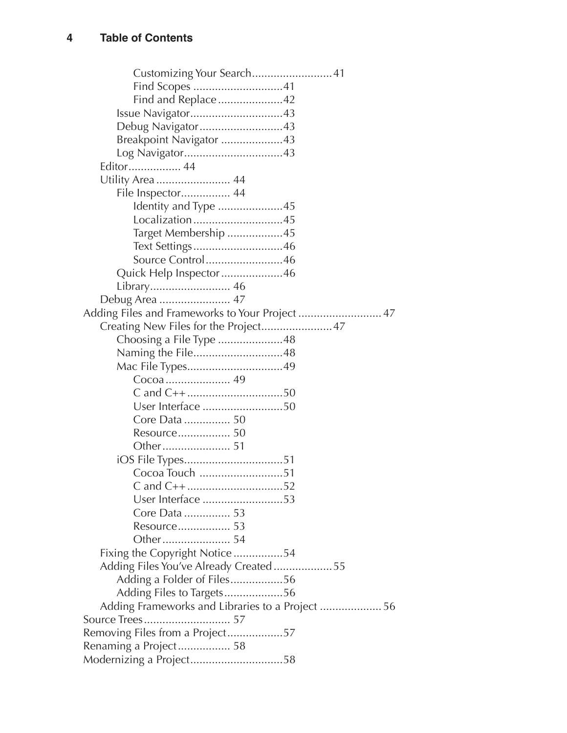- Customizing Your Search .......................... 41
- Find Scopes .......................... 41
- Find and Replace .......................... 42
- Issue Navigator .......................... 43
- Debug Navigator .......................... 43
- Breakpoint Navigator .......................... 43
- Log Navigator .......................... 43
- Editor .......................... 44
- Utility Area .......................... 44
  - File Inspector .......................... 44
    - Identity and Type .......................... 45
    - Localization .......................... 45
    - Target Membership .......................... 45
    - Text Settings .......................... 46
    - Source Control .......................... 46
  - Quick Help Inspector .......................... 46
  - Library .......................... 46
- Debug Area .......................... 47

Adding Files and Frameworks to Your Project .......................... 47

- Creating New Files for the Project .......................... 47
  - Choosing a File Type .......................... 48
  - Naming the File .......................... 48
  - Mac File Types .......................... 49
    - Cocoa .......................... 49
    - C and C++ .......................... 50
    - User Interface .......................... 50
    - Core Data .......................... 50
    - Resource .......................... 50
    - Other .......................... 51
  - iOS File Types .......................... 51
    - Cocoa Touch .......................... 51
    - C and C++ .......................... 52
    - User Interface .......................... 53
    - Core Data .......................... 53
    - Resource .......................... 53
    - Other .......................... 54
- Fixing the Copyright Notice .......................... 54
- Adding Files You've Already Created .......................... 55
  - Adding a Folder of Files .......................... 56
  - Adding Files to Targets .......................... 56
- Adding Frameworks and Libraries to a Project .......................... 56

Source Trees .......................... 57

Removing Files from a Project .......................... 57

Renaming a Project .......................... 58

Modernizing a Project .......................... 58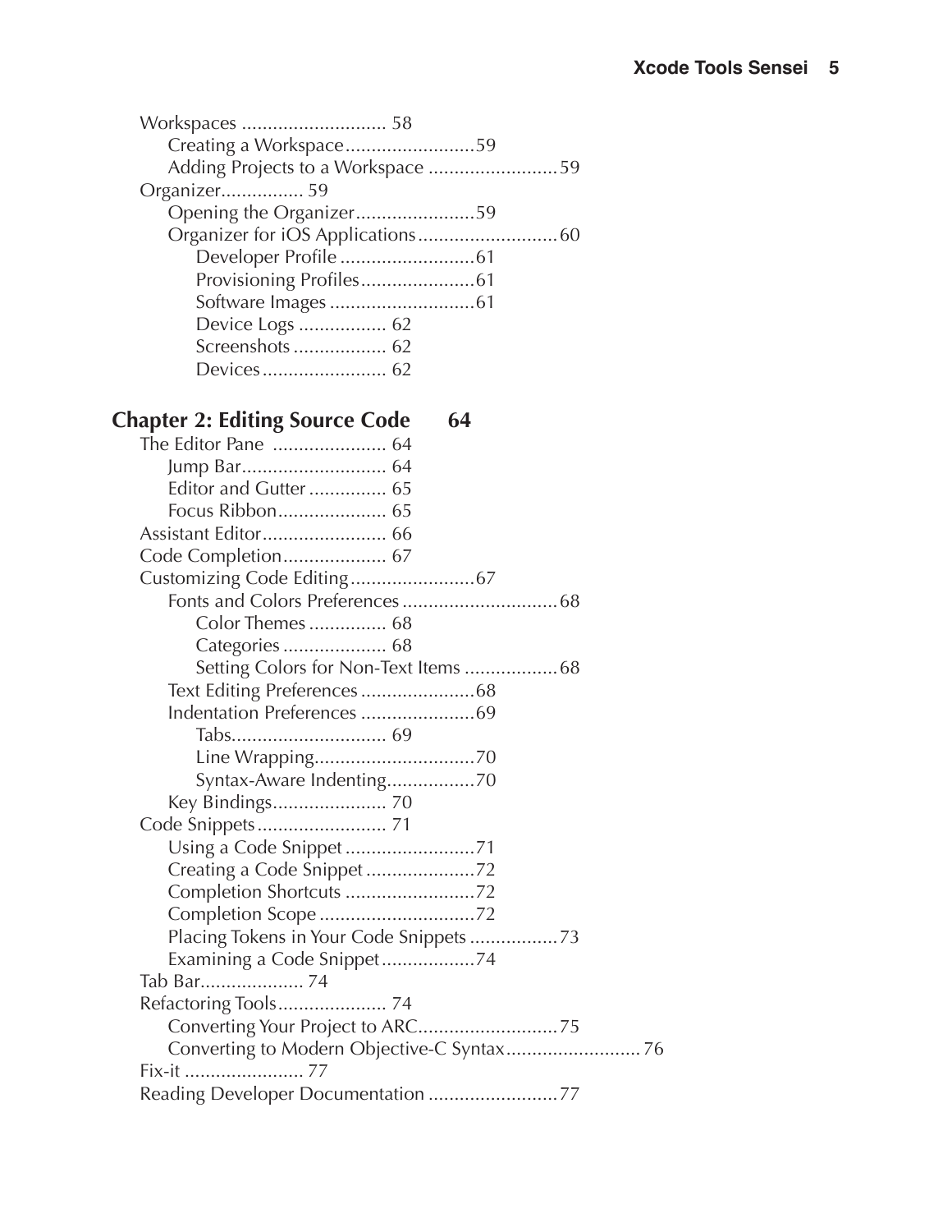- Workspaces ............................ 58
  - Creating a Workspace.........................59
  - Adding Projects to a Workspace .........................59
- Organizer................ 59
  - Opening the Organizer.......................59
  - Organizer for iOS Applications...........................60
    - Developer Profile ..........................61
    - Provisioning Profiles......................61
    - Software Images ............................61
    - Device Logs ................. 62
    - Screenshots .................. 62
    - Devices........................ 62

## Chapter 2: Editing Source Code 64

- The Editor Pane ...................... 64
  - Jump Bar............................ 64
  - Editor and Gutter ............... 65
  - Focus Ribbon..................... 65
- Assistant Editor........................ 66
- Code Completion.................... 67
- Customizing Code Editing........................67
  - Fonts and Colors Preferences ..............................68
    - Color Themes ............... 68
    - Categories .................... 68
    - Setting Colors for Non-Text Items ..................68
  - Text Editing Preferences ......................68
  - Indentation Preferences ......................69
    - Tabs.............................. 69
    - Line Wrapping...............................70
    - Syntax-Aware Indenting.................70
  - Key Bindings...................... 70
- Code Snippets......................... 71
  - Using a Code Snippet .........................71
  - Creating a Code Snippet .....................72
  - Completion Shortcuts .........................72
  - Completion Scope ..............................72
  - Placing Tokens in Your Code Snippets .................73
  - Examining a Code Snippet..................74
- Tab Bar.................... 74
- Refactoring Tools..................... 74
  - Converting Your Project to ARC...........................75
  - Converting to Modern Objective-C Syntax..........................76
- Fix-it ....................... 77
- Reading Developer Documentation .........................77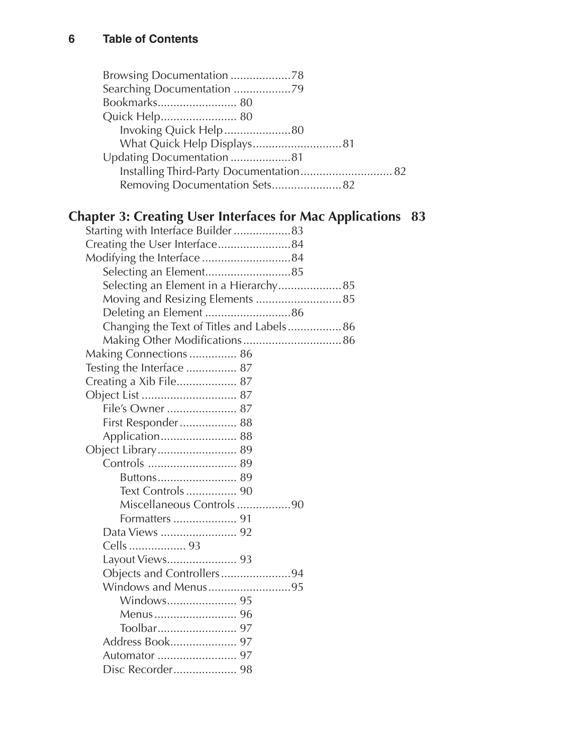- Browsing Documentation ...................78
- Searching Documentation ..................79
- Bookmarks......................... 80
- Quick Help........................ 80
  - Invoking Quick Help.....................80
  - What Quick Help Displays............................81
- Updating Documentation ...................81
  - Installing Third-Party Documentation............................ 82
  - Removing Documentation Sets......................82

## Chapter 3: Creating User Interfaces for Mac Applications 83

- Starting with Interface Builder ..................83
- Creating the User Interface.......................84
- Modifying the Interface ............................84
  - Selecting an Element...........................85
  - Selecting an Element in a Hierarchy....................85
  - Moving and Resizing Elements ...........................85
  - Deleting an Element ...........................86
  - Changing the Text of Titles and Labels.................86
  - Making Other Modifications...............................86
- Making Connections ............... 86
- Testing the Interface ................ 87
- Creating a Xib File................... 87
- Object List .............................. 87
  - File's Owner ...................... 87
  - First Responder .................. 88
  - Application........................ 88
- Object Library......................... 89
  - Controls ............................ 89
    - Buttons......................... 89
    - Text Controls ................ 90
    - Miscellaneous Controls .................90
    - Formatters .................... 91
  - Data Views ........................ 92
  - Cells .................. 93
  - Layout Views...................... 93
  - Objects and Controllers......................94
  - Windows and Menus..........................95
    - Windows...................... 95
    - Menus .......................... 96
    - Toolbar......................... 97
  - Address Book..................... 97
  - Automator ......................... 97
  - Disc Recorder.................... 98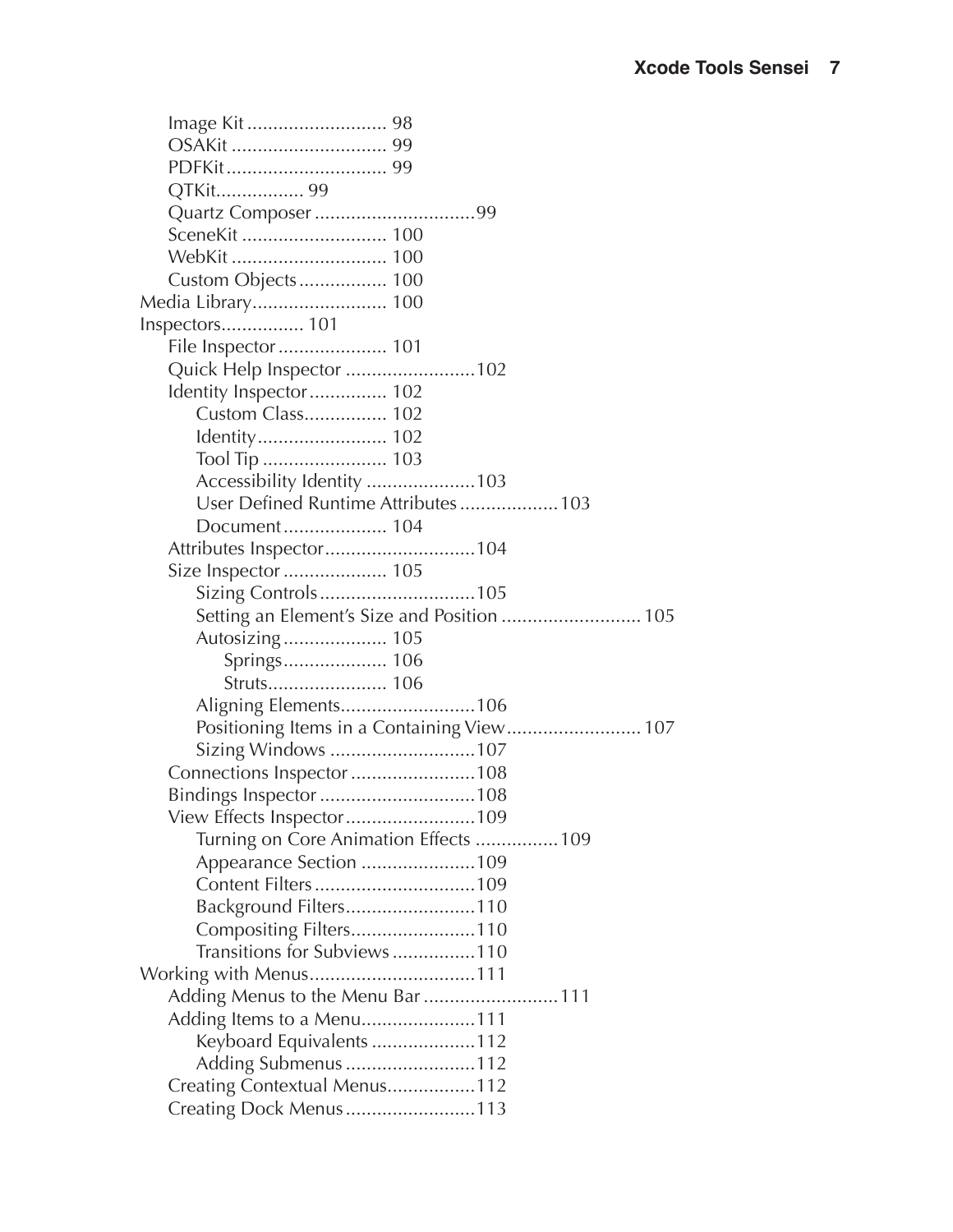- Image Kit ........................... 98
- OSAKit .............................. 99
- PDFKit ............................... 99
- QTKit................. 99
- Quartz Composer ...............................99
- SceneKit ............................ 100
- WebKit .............................. 100
- Custom Objects ................. 100

Media Library.......................... 100

Inspectors................ 101

- File Inspector ..................... 101
- Quick Help Inspector .........................102
- Identity Inspector ............... 102
  - Custom Class................ 102
  - Identity......................... 102
  - Tool Tip ........................ 103
  - Accessibility Identity .....................103
  - User Defined Runtime Attributes ...................103
  - Document .................... 104
- Attributes Inspector.............................104
- Size Inspector .................... 105
  - Sizing Controls ..............................105
  - Setting an Element's Size and Position ........................... 105
  - Autosizing .................... 105
    - Springs.................... 106
    - Struts....................... 106
  - Aligning Elements..........................106
  - Positioning Items in a Containing View.......................... 107
  - Sizing Windows ............................107
- Connections Inspector ........................108
- Bindings Inspector ..............................108
- View Effects Inspector.........................109
  - Turning on Core Animation Effects ................109
  - Appearance Section ......................109
  - Content Filters ...............................109
  - Background Filters.........................110
  - Compositing Filters........................110
  - Transitions for Subviews ................110

Working with Menus................................111

- Adding Menus to the Menu Bar ..........................111
- Adding Items to a Menu......................111
  - Keyboard Equivalents ....................112
  - Adding Submenus .........................112
- Creating Contextual Menus.................112
- Creating Dock Menus .........................113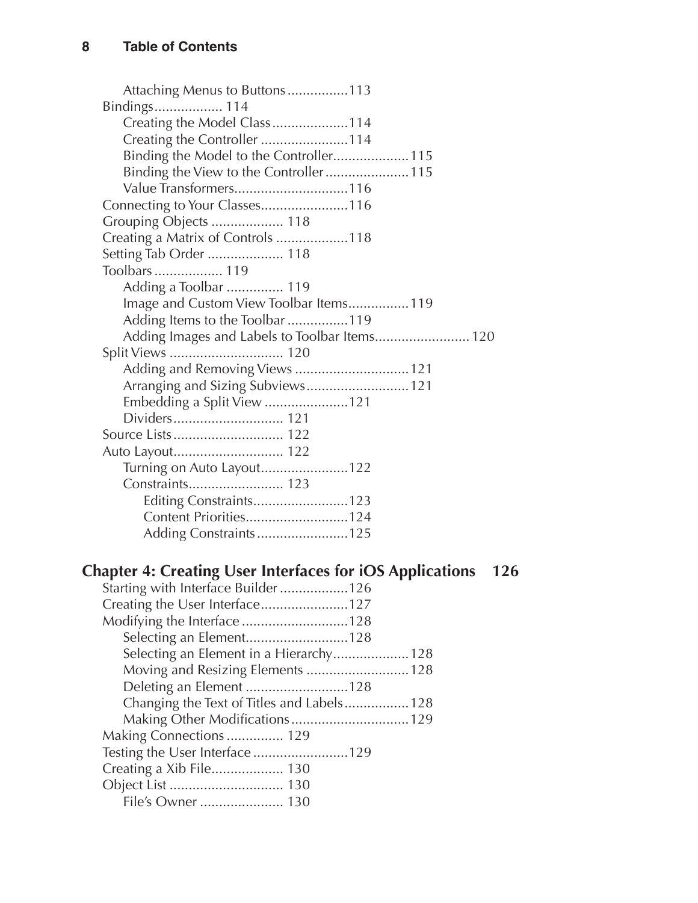Attaching Menus to Buttons ................113

Bindings.................. 114

Creating the Model Class....................114

Creating the Controller .......................114

Binding the Model to the Controller....................115

Binding the View to the Controller......................115

Value Transformers..............................116

Connecting to Your Classes.......................116

Grouping Objects .................. 118

Creating a Matrix of Controls ...................118

Setting Tab Order .................... 118

Toolbars.................. 119

Adding a Toolbar ............... 119

Image and Custom View Toolbar Items................119

Adding Items to the Toolbar ................119

Adding Images and Labels to Toolbar Items......................... 120

Split Views .............................. 120

Adding and Removing Views ..............................121

Arranging and Sizing Subviews...........................121

Embedding a Split View ......................121

Dividers............................. 121

Source Lists............................. 122

Auto Layout............................. 122

Turning on Auto Layout.......................122

Constraints......................... 123

Editing Constraints.........................123

Content Priorities...........................124

Adding Constraints........................125

## Chapter 4: Creating User Interfaces for iOS Applications 126

Starting with Interface Builder..................126

Creating the User Interface.......................127

Modifying the Interface ............................128

Selecting an Element...........................128

Selecting an Element in a Hierarchy....................128

Moving and Resizing Elements ...........................128

Deleting an Element ...........................128

Changing the Text of Titles and Labels.................128

Making Other Modifications...............................129

Making Connections ............... 129

Testing the User Interface.........................129

Creating a Xib File................... 130

Object List .............................. 130

File's Owner ...................... 130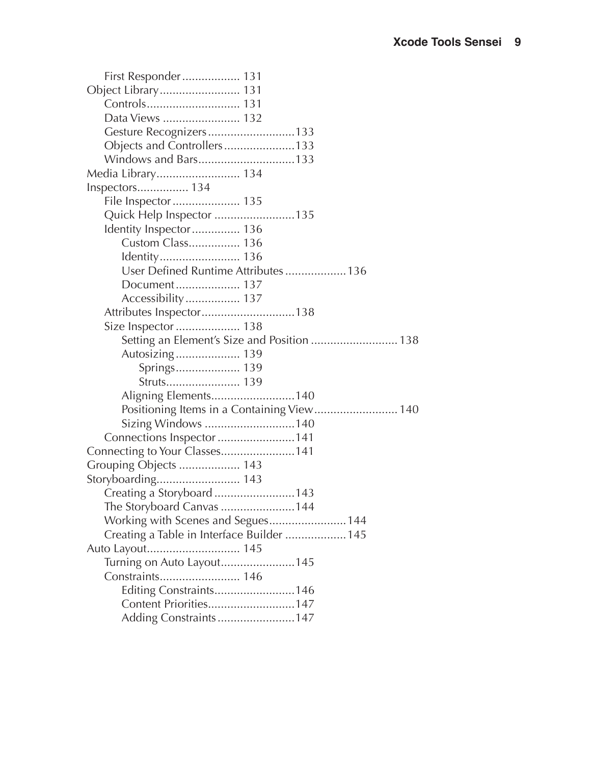First Responder .................. 131

Object Library ......................... 131

Controls ............................. 131

Data Views ........................ 132

Gesture Recognizers ...........................133

Objects and Controllers ......................133

Windows and Bars ..............................133

Media Library .......................... 134

Inspectors ................ 134

File Inspector ..................... 135

Quick Help Inspector .........................135

Identity Inspector ............... 136

Custom Class ................ 136

Identity ......................... 136

User Defined Runtime Attributes ...................136

Document .................... 137

Accessibility ................. 137

Attributes Inspector .............................138

Size Inspector .................... 138

Setting an Element's Size and Position ........................... 138

Autosizing .................... 139

Springs .................... 139

Struts ....................... 139

Aligning Elements ..........................140

Positioning Items in a Containing View .......................... 140

Sizing Windows ............................140

Connections Inspector ........................141

Connecting to Your Classes .......................141

Grouping Objects ................... 143

Storyboarding .......................... 143

Creating a Storyboard .........................143

The Storyboard Canvas .......................144

Working with Scenes and Segues ........................144

Creating a Table in Interface Builder ...................145

Auto Layout ............................. 145

Turning on Auto Layout .......................145

Constraints ......................... 146

Editing Constraints ..........................146

Content Priorities ...........................147

Adding Constraints ........................147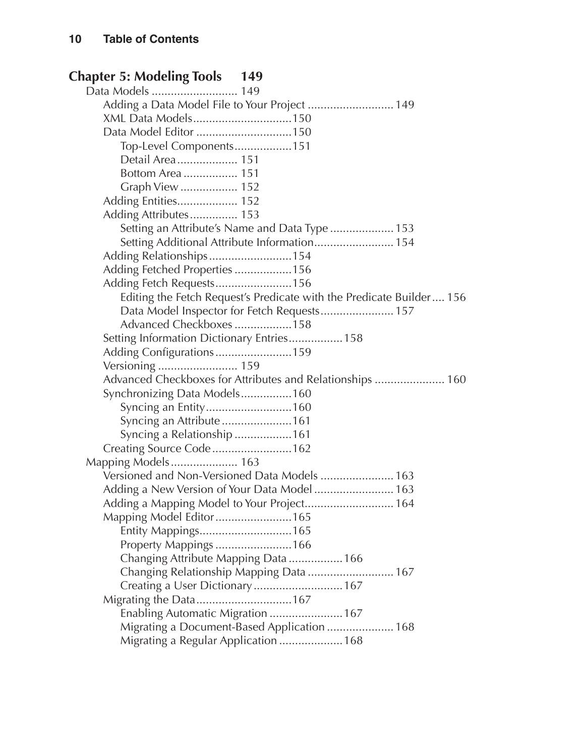## Chapter 5: Modeling Tools 149

- Data Models ........................... 149
  - Adding a Data Model File to Your Project ........................... 149
  - XML Data Models ............................... 150
  - Data Model Editor .............................. 150
    - Top-Level Components .................. 151
    - Detail Area ................... 151
    - Bottom Area ................. 151
    - Graph View .................. 152
  - Adding Entities ................... 152
  - Adding Attributes ............... 153
    - Setting an Attribute's Name and Data Type .................... 153
    - Setting Additional Attribute Information ......................... 154
  - Adding Relationships .......................... 154
  - Adding Fetched Properties .................. 156
  - Adding Fetch Requests ........................ 156
    - Editing the Fetch Request's Predicate with the Predicate Builder .... 156
    - Data Model Inspector for Fetch Requests ....................... 157
    - Advanced Checkboxes .................. 158
  - Setting Information Dictionary Entries ................. 158
  - Adding Configurations ........................ 159
  - Versioning ......................... 159
  - Advanced Checkboxes for Attributes and Relationships ...................... 160
  - Synchronizing Data Models ................ 160
    - Syncing an Entity ........................... 160
    - Syncing an Attribute ...................... 161
    - Syncing a Relationship .................. 161
  - Creating Source Code ......................... 162
- Mapping Models ..................... 163
  - Versioned and Non-Versioned Data Models ....................... 163
  - Adding a New Version of Your Data Model ......................... 163
  - Adding a Mapping Model to Your Project ............................ 164
  - Mapping Model Editor ........................ 165
    - Entity Mappings ............................. 165
    - Property Mappings ........................ 166
    - Changing Attribute Mapping Data ................. 166
    - Changing Relationship Mapping Data ........................... 167
    - Creating a User Dictionary ............................ 167
  - Migrating the Data .............................. 167
    - Enabling Automatic Migration ....................... 167
    - Migrating a Document-Based Application ..................... 168
    - Migrating a Regular Application .................... 168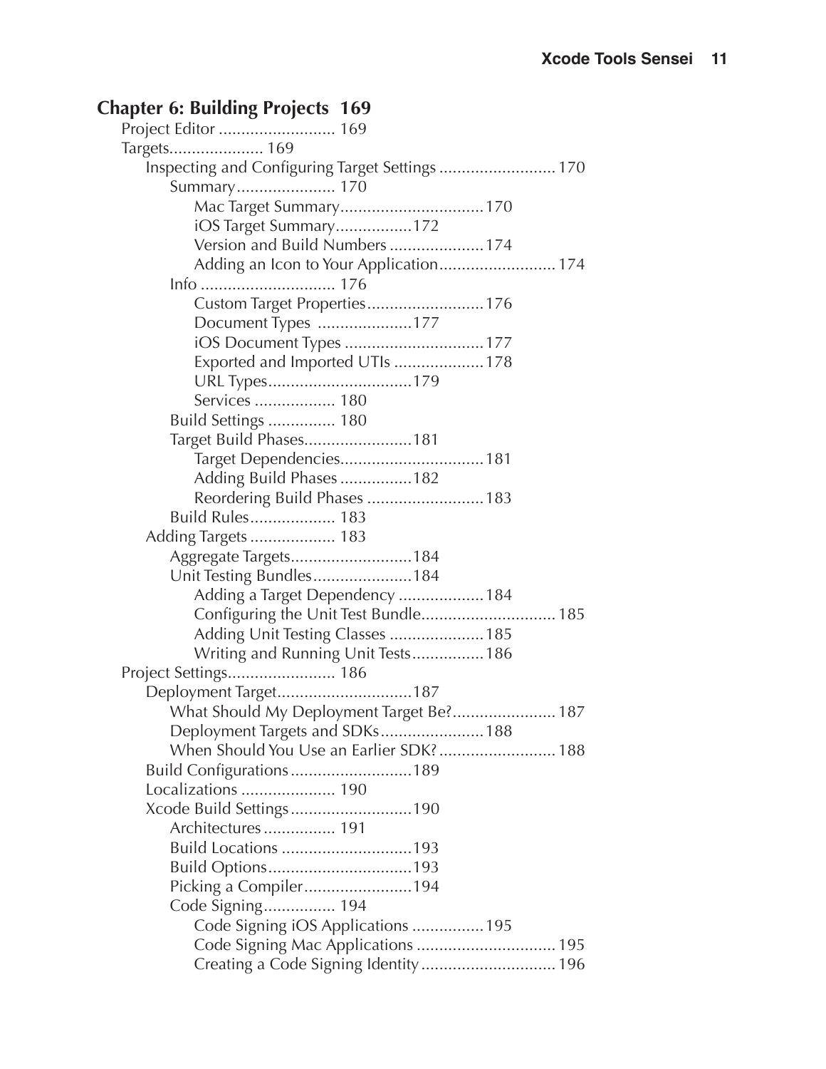## Chapter 6: Building Projects 169

- Project Editor .......................... 169
- Targets..................... 169
    - Inspecting and Configuring Target Settings .......................... 170
        - Summary...................... 170
            - Mac Target Summary................................170
            - iOS Target Summary.................172
            - Version and Build Numbers .....................174
            - Adding an Icon to Your Application.......................... 174
        - Info .............................. 176
            - Custom Target Properties..........................176
            - Document Types .....................177
            - iOS Document Types ...............................177
            - Exported and Imported UTIs ....................178
            - URL Types................................179
            - Services .................. 180
        - Build Settings ............... 180
        - Target Build Phases........................181
            - Target Dependencies................................181
            - Adding Build Phases ................182
            - Reordering Build Phases ..........................183
        - Build Rules................... 183
    - Adding Targets ................... 183
        - Aggregate Targets...........................184
        - Unit Testing Bundles......................184
            - Adding a Target Dependency ...................184
            - Configuring the Unit Test Bundle.............................. 185
            - Adding Unit Testing Classes .....................185
            - Writing and Running Unit Tests................186
- Project Settings........................ 186
    - Deployment Target..............................187
        - What Should My Deployment Target Be?....................... 187
        - Deployment Targets and SDKs.......................188
        - When Should You Use an Earlier SDK? .......................... 188
    - Build Configurations...........................189
    - Localizations ..................... 190
    - Xcode Build Settings...........................190
        - Architectures ................ 191
        - Build Locations .............................193
        - Build Options................................193
        - Picking a Compiler........................194
        - Code Signing................ 194
            - Code Signing iOS Applications ................195
            - Code Signing Mac Applications ............................... 195
            - Creating a Code Signing Identity .............................. 196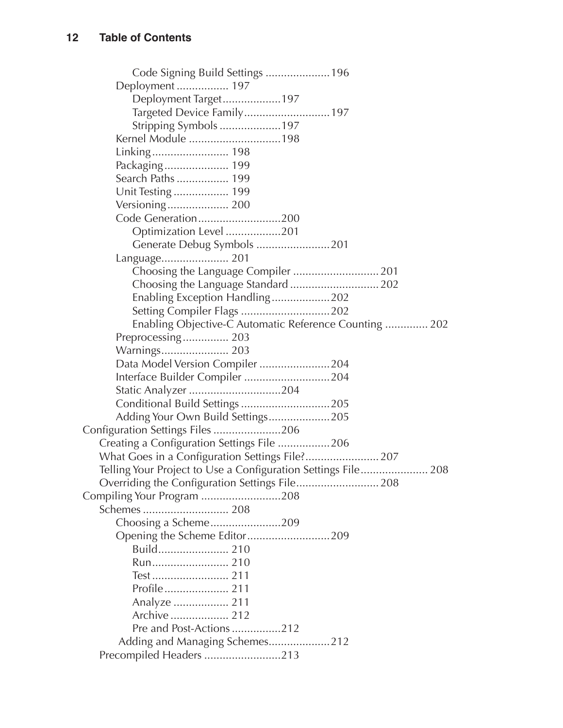Code Signing Build Settings .....................196
Deployment ................. 197
Deployment Target...................197
Targeted Device Family............................197
Stripping Symbols ....................197
Kernel Module ..............................198
Linking......................... 198
Packaging..................... 199
Search Paths ................. 199
Unit Testing .................. 199
Versioning.................... 200
Code Generation...........................200
Optimization Level ..................201
Generate Debug Symbols ........................201
Language...................... 201
Choosing the Language Compiler ............................ 201
Choosing the Language Standard ............................. 202
Enabling Exception Handling...................202
Setting Compiler Flags .............................202
Enabling Objective-C Automatic Reference Counting .............. 202
Preprocessing............... 203
Warnings...................... 203
Data Model Version Compiler .......................204
Interface Builder Compiler ............................204
Static Analyzer ..............................204
Conditional Build Settings .............................205
Adding Your Own Build Settings....................205
Configuration Settings Files ......................206
Creating a Configuration Settings File .................206
What Goes in a Configuration Settings File?........................ 207
Telling Your Project to Use a Configuration Settings File...................... 208
Overriding the Configuration Settings File........................... 208
Compiling Your Program ..........................208
Schemes ............................ 208
Choosing a Scheme.......................209
Opening the Scheme Editor...........................209
Build....................... 210
Run......................... 210
Test ......................... 211
Profile..................... 211
Analyze .................. 211
Archive ................... 212
Pre and Post-Actions ................212
Adding and Managing Schemes....................212
Precompiled Headers .........................213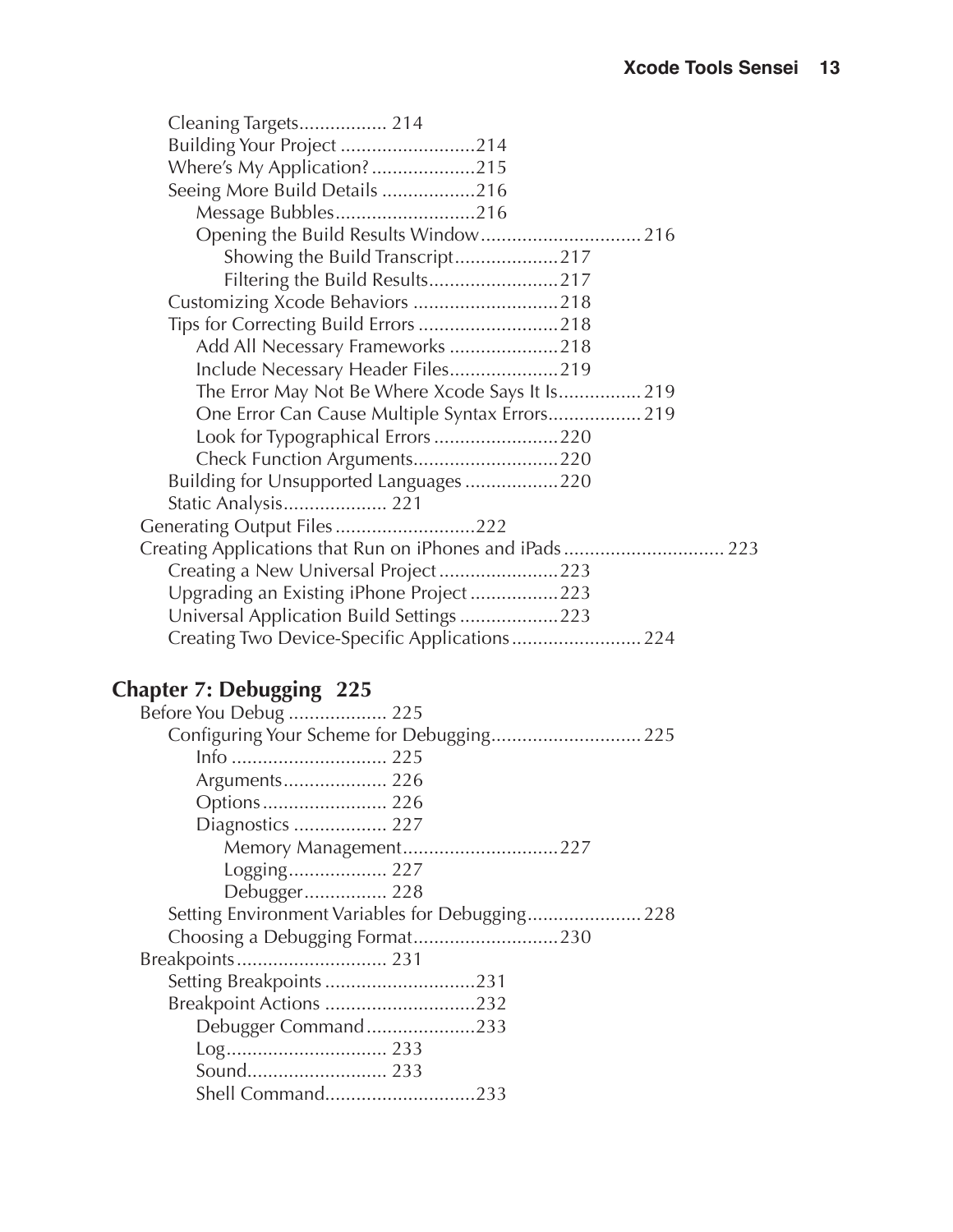- Cleaning Targets................. 214
- Building Your Project ..........................214
- Where's My Application? ....................215
- Seeing More Build Details ..................216
  - Message Bubbles...........................216
  - Opening the Build Results Window............................... 216
    - Showing the Build Transcript....................217
    - Filtering the Build Results.........................217
- Customizing Xcode Behaviors ............................218
- Tips for Correcting Build Errors ...........................218
  - Add All Necessary Frameworks .....................218
  - Include Necessary Header Files.....................219
  - The Error May Not Be Where Xcode Says It Is................ 219
  - One Error Can Cause Multiple Syntax Errors.................. 219
  - Look for Typographical Errors ........................220
  - Check Function Arguments............................220
- Building for Unsupported Languages ..................220
- Static Analysis.................... 221

Generating Output Files ...........................222

Creating Applications that Run on iPhones and iPads ............................... 223

- Creating a New Universal Project .......................223
- Upgrading an Existing iPhone Project .................223
- Universal Application Build Settings ...................223
- Creating Two Device-Specific Applications ......................... 224

## Chapter 7: Debugging 225

Before You Debug ................... 225

- Configuring Your Scheme for Debugging............................. 225
  - Info .............................. 225
  - Arguments.................... 226
  - Options........................ 226
  - Diagnostics .................. 227
    - Memory Management..............................227
    - Logging................... 227
    - Debugger................ 228
- Setting Environment Variables for Debugging...................... 228
- Choosing a Debugging Format............................230

Breakpoints............................. 231

- Setting Breakpoints .............................231
- Breakpoint Actions .............................232
  - Debugger Command.....................233
  - Log............................... 233
  - Sound........................... 233
  - Shell Command.............................233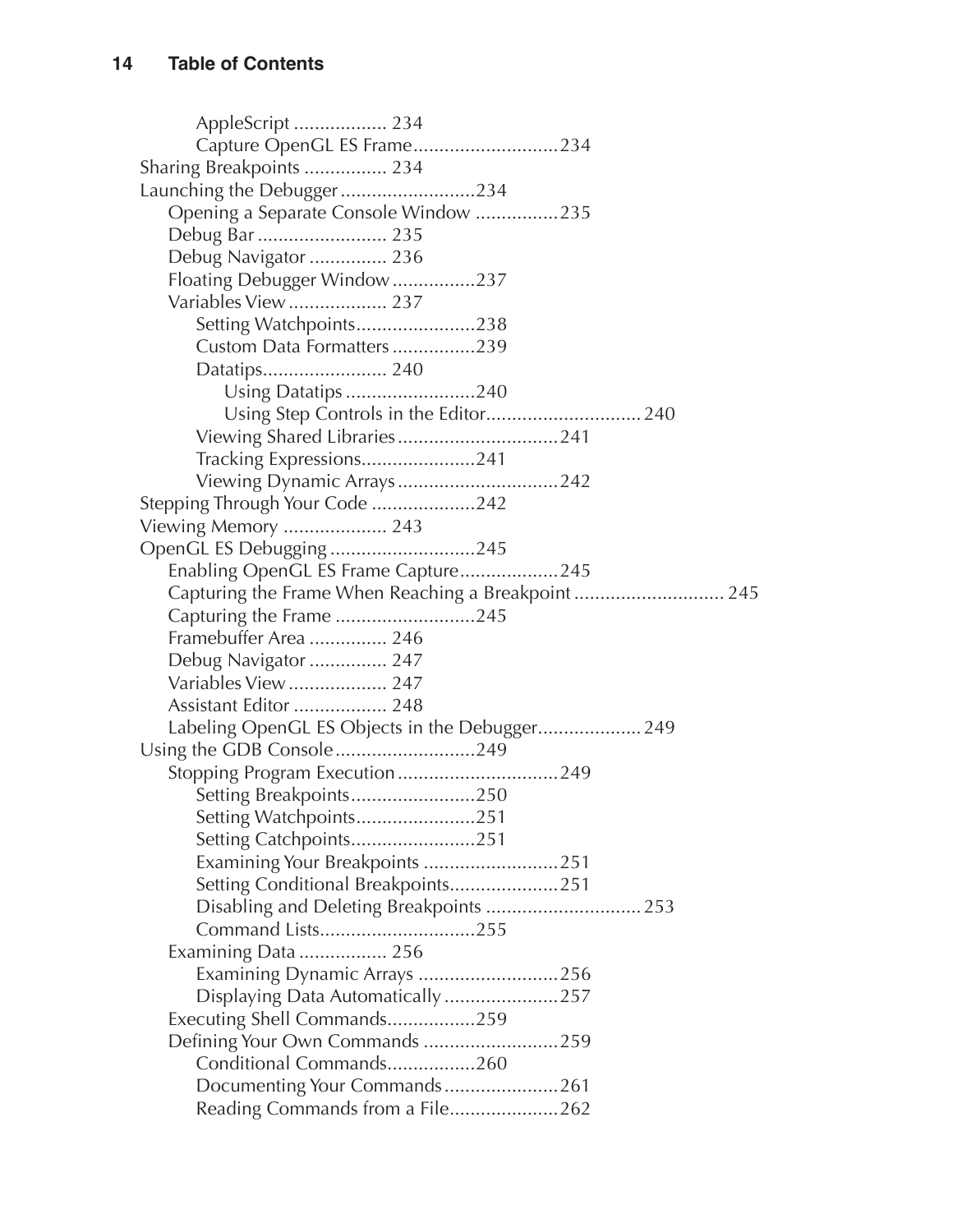AppleScript .................. 234

Capture OpenGL ES Frame........................... 234

Sharing Breakpoints ................ 234

Launching the Debugger .......................... 234

Opening a Separate Console Window ................ 235

Debug Bar ......................... 235

Debug Navigator ............... 236

Floating Debugger Window ................ 237

Variables View .................. 237

Setting Watchpoints....................... 238

Custom Data Formatters ................ 239

Datatips........................ 240

Using Datatips ......................... 240

Using Step Controls in the Editor.............................. 240

Viewing Shared Libraries ............................... 241

Tracking Expressions...................... 241

Viewing Dynamic Arrays ............................... 242

Stepping Through Your Code .................... 242

Viewing Memory .................... 243

OpenGL ES Debugging ............................ 245

Enabling OpenGL ES Frame Capture................... 245

Capturing the Frame When Reaching a Breakpoint ............................. 245

Capturing the Frame ........................... 245

Framebuffer Area ............... 246

Debug Navigator ............... 247

Variables View .................. 247

Assistant Editor .................. 248

Labeling OpenGL ES Objects in the Debugger.................... 249

Using the GDB Console ........................... 249

Stopping Program Execution ............................... 249

Setting Breakpoints........................ 250

Setting Watchpoints....................... 251

Setting Catchpoints........................ 251

Examining Your Breakpoints .......................... 251

Setting Conditional Breakpoints..................... 251

Disabling and Deleting Breakpoints .............................. 253

Command Lists.............................. 255

Examining Data ................. 256

Examining Dynamic Arrays ........................... 256

Displaying Data Automatically ...................... 257

Executing Shell Commands................. 259

Defining Your Own Commands .......................... 259

Conditional Commands................. 260

Documenting Your Commands...................... 261

Reading Commands from a File..................... 262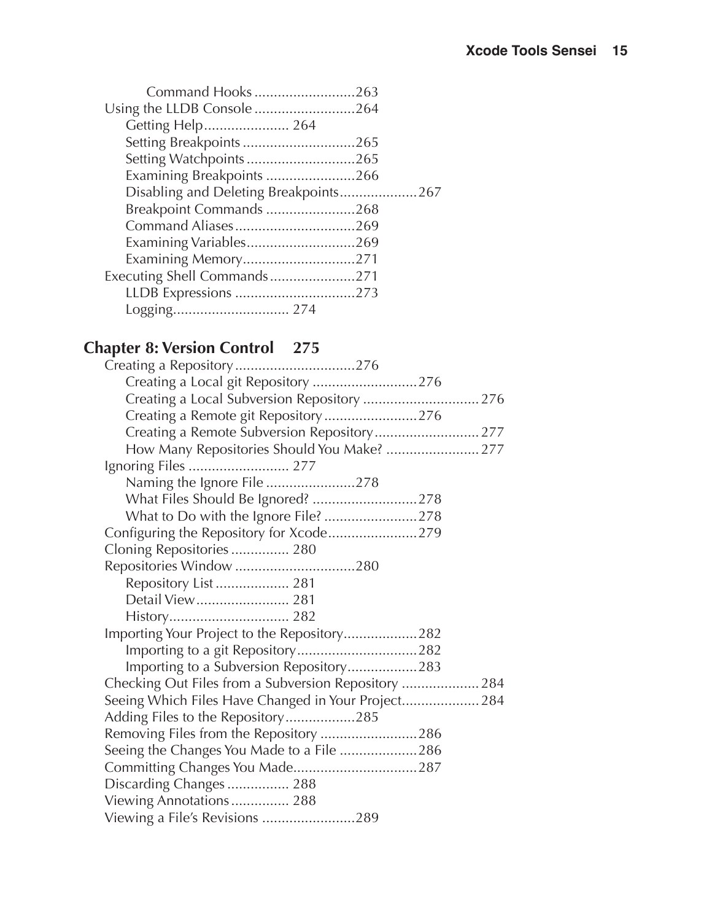Command Hooks .........................263

Using the LLDB Console .........................264

Getting Help...................... 264

Setting Breakpoints ............................265

Setting Watchpoints ...........................265

Examining Breakpoints ......................266

Disabling and Deleting Breakpoints...................267

Breakpoint Commands .......................268

Command Aliases...............................269

Examining Variables............................269

Examining Memory............................271

Executing Shell Commands......................271

LLDB Expressions ..............................273

Logging............................. 274

## Chapter 8: Version Control 275

Creating a Repository..............................276

Creating a Local git Repository ...........................276

Creating a Local Subversion Repository ............................. 276

Creating a Remote git Repository ........................276

Creating a Remote Subversion Repository........................... 277

How Many Repositories Should You Make? ........................ 277

Ignoring Files .......................... 277

Naming the Ignore File .......................278

What Files Should Be Ignored? ...........................278

What to Do with the Ignore File? ........................278

Configuring the Repository for Xcode.......................279

Cloning Repositories ............... 280

Repositories Window ...............................280

Repository List ................... 281

Detail View........................ 281

History............................... 282

Importing Your Project to the Repository...................282

Importing to a git Repository...............................282

Importing to a Subversion Repository..................283

Checking Out Files from a Subversion Repository .................... 284

Seeing Which Files Have Changed in Your Project.................... 284

Adding Files to the Repository..................285

Removing Files from the Repository .........................286

Seeing the Changes You Made to a File ....................286

Committing Changes You Made................................287

Discarding Changes ................ 288

Viewing Annotations............... 288

Viewing a File's Revisions ........................289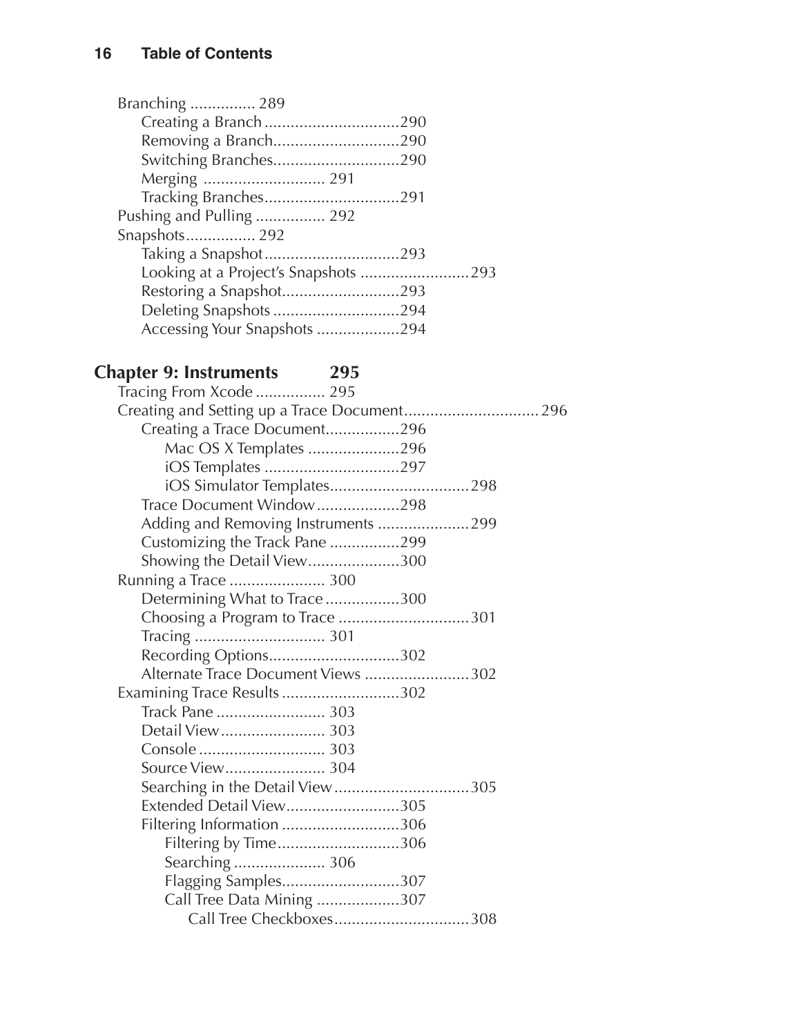Branching ............... 289
- Creating a Branch ...............................290
- Removing a Branch.............................290
- Switching Branches.............................290
- Merging ............................ 291
- Tracking Branches...............................291

Pushing and Pulling ................ 292

Snapshots................ 292
- Taking a Snapshot...............................293
- Looking at a Project's Snapshots .........................293
- Restoring a Snapshot...........................293
- Deleting Snapshots .............................294
- Accessing Your Snapshots ...................294

## Chapter 9: Instruments 295

Tracing From Xcode ................ 295

Creating and Setting up a Trace Document............................... 296
- Creating a Trace Document.................296
  - Mac OS X Templates .....................296
  - iOS Templates ...............................297
  - iOS Simulator Templates................................298
- Trace Document Window...................298
- Adding and Removing Instruments .....................299
- Customizing the Track Pane ................299
- Showing the Detail View.....................300

Running a Trace ...................... 300
- Determining What to Trace .................300
- Choosing a Program to Trace ..............................301
- Tracing .............................. 301
- Recording Options..............................302
- Alternate Trace Document Views ........................302

Examining Trace Results ...........................302
- Track Pane ......................... 303
- Detail View........................ 303
- Console ............................. 303
- Source View....................... 304
- Searching in the Detail View...............................305
- Extended Detail View..........................305
- Filtering Information ...........................306
  - Filtering by Time............................306
  - Searching ..................... 306
  - Flagging Samples...........................307
  - Call Tree Data Mining ...................307
    - Call Tree Checkboxes...............................308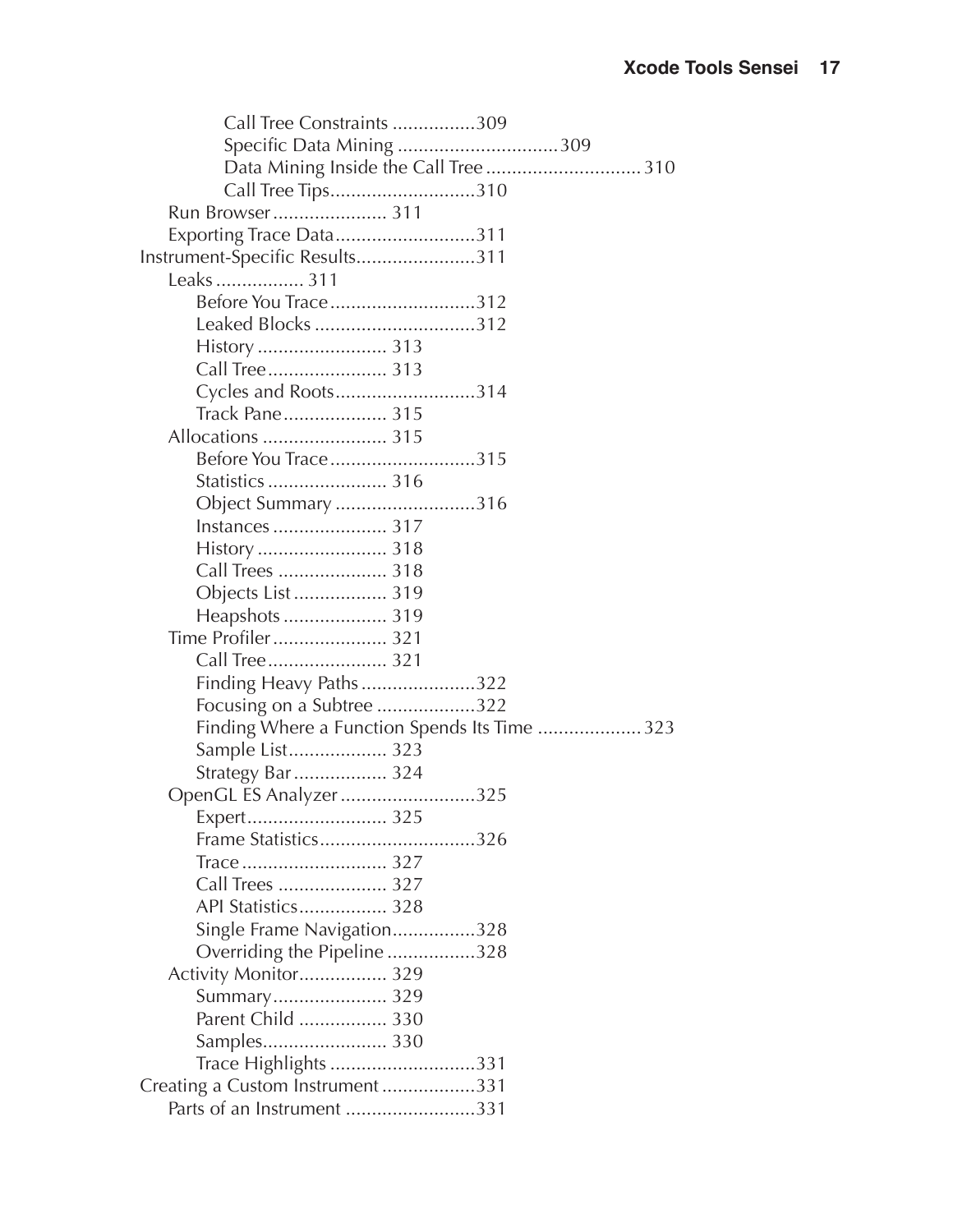Call Tree Constraints ................309
Specific Data Mining ...............................309
Data Mining Inside the Call Tree .............................. 310
Call Tree Tips............................310

Run Browser...................... 311
Exporting Trace Data...........................311

Instrument-Specific Results.......................311

Leaks ................. 311
Before You Trace............................312
Leaked Blocks ...............................312
History ......................... 313
Call Tree....................... 313
Cycles and Roots...........................314
Track Pane.................... 315

Allocations ........................ 315
Before You Trace............................315
Statistics ....................... 316
Object Summary ...........................316
Instances ...................... 317
History ......................... 318
Call Trees ..................... 318
Objects List .................. 319
Heapshots .................... 319

Time Profiler...................... 321
Call Tree....................... 321
Finding Heavy Paths......................322
Focusing on a Subtree ...................322
Finding Where a Function Spends Its Time .................... 323
Sample List................... 323
Strategy Bar .................. 324

OpenGL ES Analyzer..........................325
Expert........................... 325
Frame Statistics..............................326
Trace ............................ 327
Call Trees ..................... 327
API Statistics................. 328
Single Frame Navigation................328
Overriding the Pipeline .................328

Activity Monitor................. 329
Summary...................... 329
Parent Child ................. 330
Samples........................ 330
Trace Highlights ............................331

Creating a Custom Instrument ..................331

Parts of an Instrument .........................331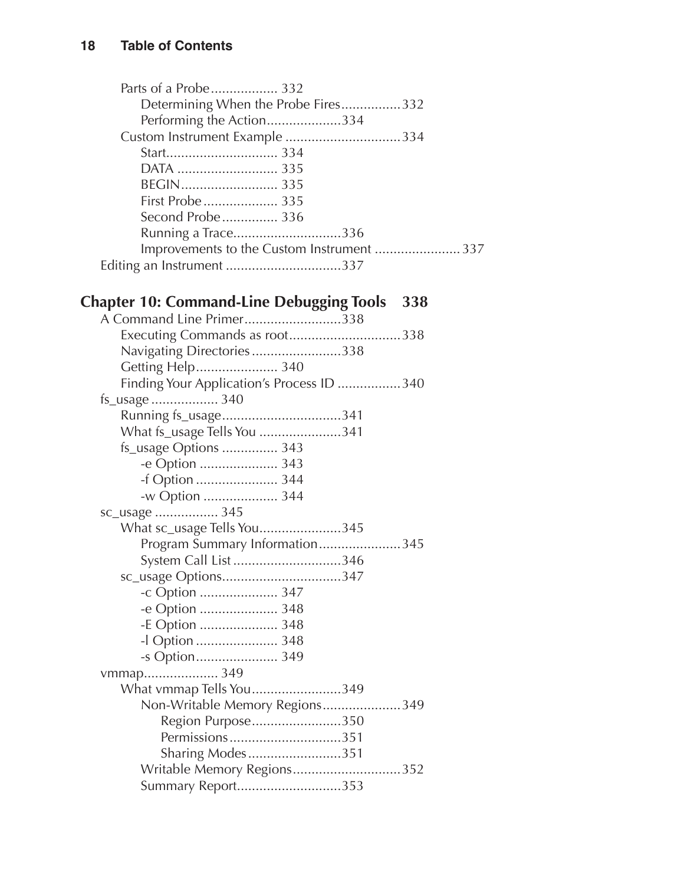Parts of a Probe.................. 332
    Determining When the Probe Fires................332
    Performing the Action....................334
Custom Instrument Example ...............................334
    Start.............................. 334
    DATA ........................... 335
    BEGIN.......................... 335
    First Probe .................... 335
    Second Probe ............... 336
    Running a Trace.............................336
    Improvements to the Custom Instrument ....................... 337
Editing an Instrument ...............................337

## Chapter 10: Command-Line Debugging Tools 338

A Command Line Primer..........................338
    Executing Commands as root..............................338
    Navigating Directories........................338
    Getting Help...................... 340
    Finding Your Application's Process ID .................340
fs_usage .................. 340
    Running fs_usage................................341
    What fs_usage Tells You ......................341
    fs_usage Options ............... 343
        -e Option ..................... 343
        -f Option ...................... 344
        -w Option .................... 344
sc_usage ................. 345
    What sc_usage Tells You......................345
        Program Summary Information......................345
        System Call List .............................346
    sc_usage Options................................347
        -c Option ..................... 347
        -e Option ..................... 348
        -E Option ..................... 348
        -l Option ...................... 348
        -s Option...................... 349
vmmap.................... 349
    What vmmap Tells You........................349
        Non-Writable Memory Regions.....................349
            Region Purpose........................350
            Permissions..............................351
            Sharing Modes.........................351
        Writable Memory Regions.............................352
        Summary Report............................353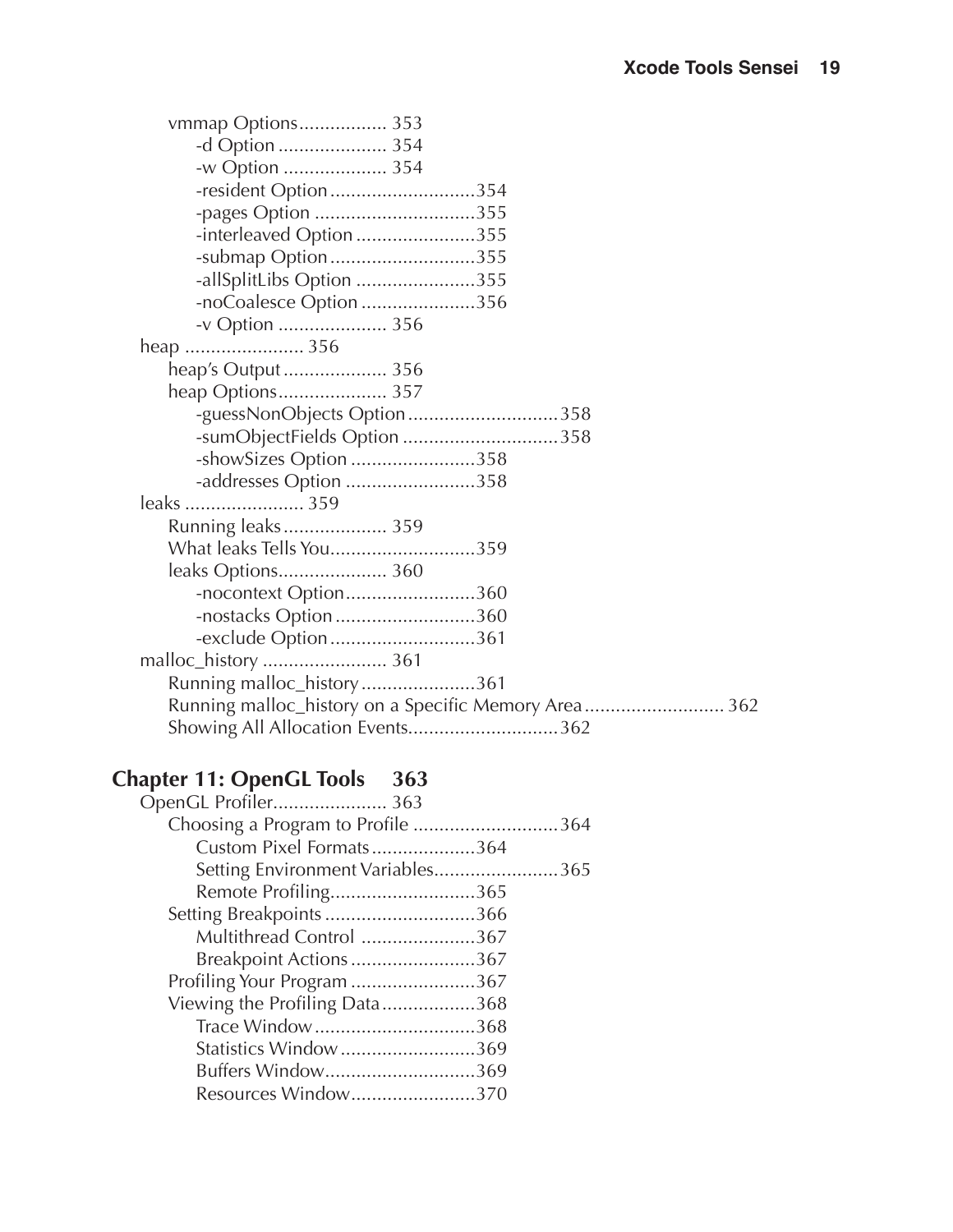vmmap Options................. 353
- -d Option..................... 354
- -w Option.................... 354
- -resident Option............................354
- -pages Option...............................355
- -interleaved Option.......................355
- -submap Option............................355
- -allSplitLibs Option.......................355
- -noCoalesce Option......................356
- -v Option..................... 356

heap....................... 356
- heap's Output.................... 356
- heap Options..................... 357
  - -guessNonObjects Option.............................358
  - -sumObjectFields Option..............................358
  - -showSizes Option........................358
  - -addresses Option.........................358

leaks....................... 359
- Running leaks.................... 359
- What leaks Tells You............................359
- leaks Options..................... 360
  - -nocontext Option.........................360
  - -nostacks Option...........................360
  - -exclude Option............................361

malloc_history........................ 361
- Running malloc_history......................361
- Running malloc_history on a Specific Memory Area........................... 362
- Showing All Allocation Events.............................362

## Chapter 11: OpenGL Tools 363

OpenGL Profiler...................... 363
- Choosing a Program to Profile............................364
  - Custom Pixel Formats....................364
  - Setting Environment Variables........................365
  - Remote Profiling............................365
- Setting Breakpoints.............................366
  - Multithread Control......................367
  - Breakpoint Actions........................367
- Profiling Your Program........................367
- Viewing the Profiling Data..................368
  - Trace Window...............................368
  - Statistics Window..........................369
  - Buffers Window.............................369
  - Resources Window........................370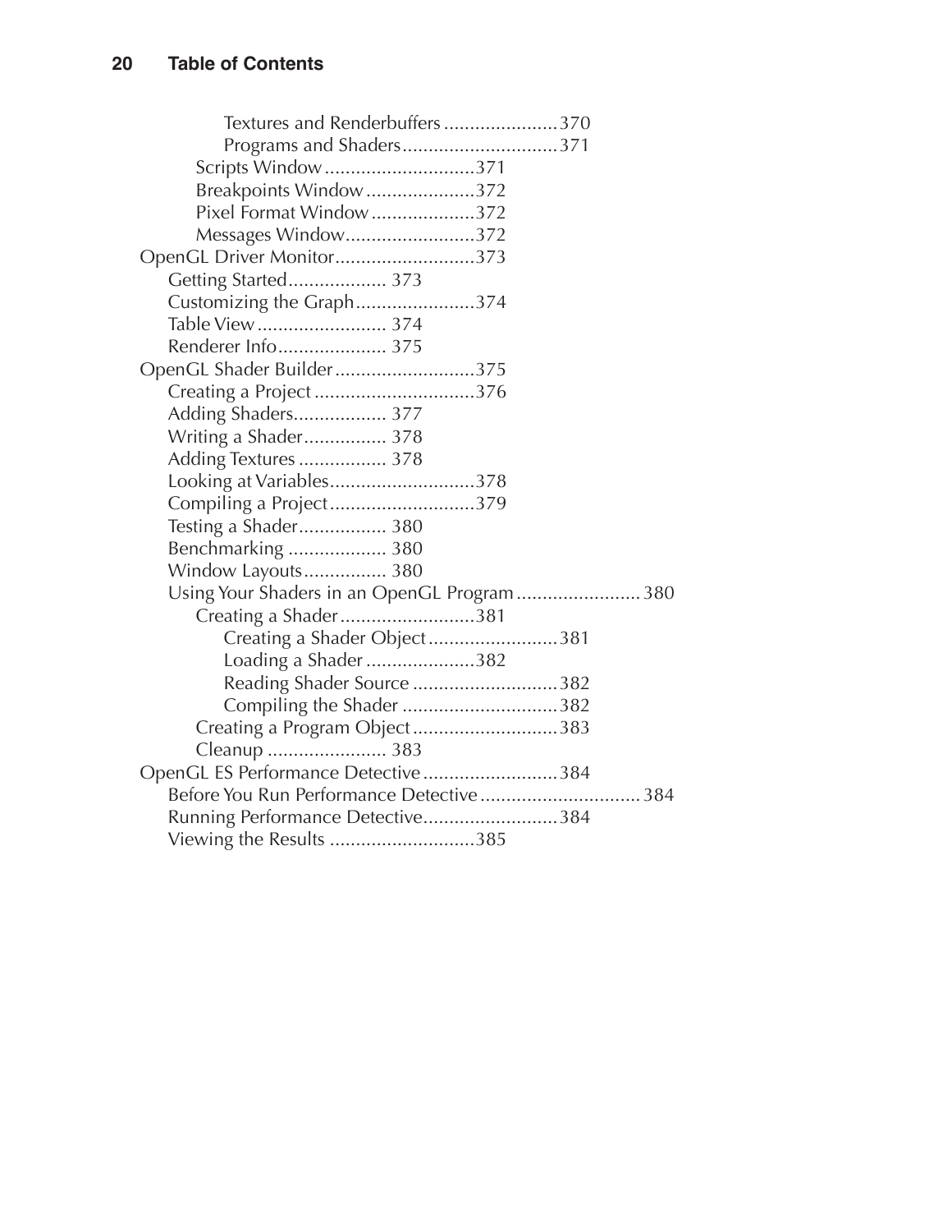- Textures and Renderbuffers ...................... 370
- Programs and Shaders .............................. 371
- Scripts Window ............................. 371
- Breakpoints Window ..................... 372
- Pixel Format Window .................... 372
- Messages Window ......................... 372
- OpenGL Driver Monitor ........................... 373
  - Getting Started .................. 373
  - Customizing the Graph ....................... 374
  - Table View ......................... 374
  - Renderer Info ..................... 375
- OpenGL Shader Builder ........................... 375
  - Creating a Project ............................... 376
  - Adding Shaders .................. 377
  - Writing a Shader ................ 378
  - Adding Textures ................. 378
  - Looking at Variables ............................ 378
  - Compiling a Project ............................ 379
  - Testing a Shader ................. 380
  - Benchmarking ................... 380
  - Window Layouts ................ 380
  - Using Your Shaders in an OpenGL Program ........................ 380
    - Creating a Shader .......................... 381
      - Creating a Shader Object ......................... 381
      - Loading a Shader ..................... 382
      - Reading Shader Source ............................ 382
      - Compiling the Shader .............................. 382
    - Creating a Program Object ............................ 383
    - Cleanup ....................... 383
- OpenGL ES Performance Detective .......................... 384
  - Before You Run Performance Detective ............................... 384
  - Running Performance Detective .......................... 384
  - Viewing the Results ............................ 385